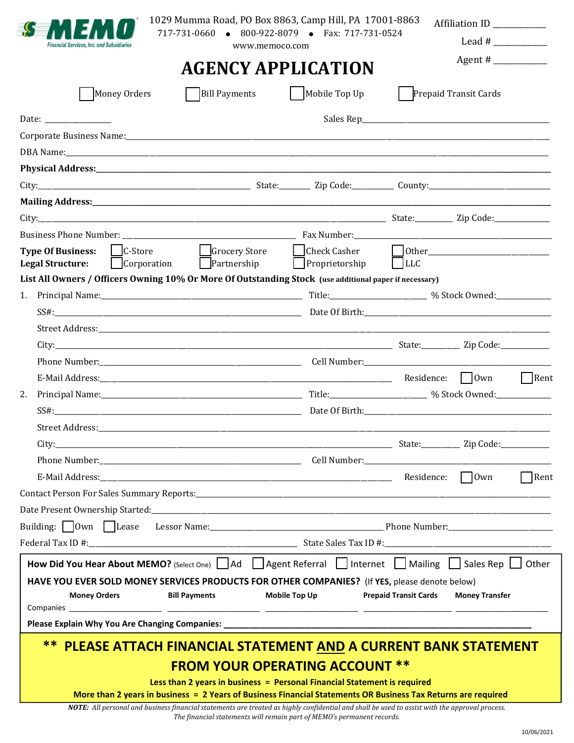MEMO Financial Services, Inc. and Subsidiaries

1029 Mumma Road, PO Box 8863, Camp Hill, PA 17001-8863
717-731-0660 • 800-922-8079 • Fax: 717-731-0524
www.memoco.com

Affiliation ID ____________
Lead # ____________
Agent # ____________

# AGENCY APPLICATION

☐ Money Orders ☐ Bill Payments ☐ Mobile Top Up ☐ Prepaid Transit Cards

Date: ______________ Sales Rep______________________________

Corporate Business Name:______________________________________________

DBA Name:______________________________________________

**Physical Address:______________________________________________**

City:____________________ State:_______ Zip Code:_________ County:____________________

**Mailing Address:______________________________________________**

City:______________________________ State:________ Zip Code:____________

Business Phone Number: ______________________ Fax Number:______________________

**Type Of Business:** ☐ C-Store ☐ Grocery Store ☐ Check Casher ☐ Other____________________

**Legal Structure:** ☐ Corporation ☐ Partnership ☐ Proprietorship ☐ LLC

**List All Owners / Officers Owning 10% Or More Of Outstanding Stock** **(use additional paper if necessary)**

1. Principal Name:______________________ Title:______________ % Stock Owned:__________

   SS#:______________________ Date Of Birth:______________________

   Street Address:______________________________________________

   City:______________________________ State:________ Zip Code:__________

   Phone Number:______________________ Cell Number:______________________

   E-Mail Address:______________________________ Residence: ☐ Own ☐ Rent

2. Principal Name:______________________ Title:______________ % Stock Owned:__________

   SS#:______________________ Date Of Birth:______________________

   Street Address:______________________________________________

   City:______________________________ State:________ Zip Code:__________

   Phone Number:______________________ Cell Number:______________________

   E-Mail Address:______________________________ Residence: ☐ Own ☐ Rent

Contact Person For Sales Summary Reports:______________________________________________

Date Present Ownership Started:______________________________________________

Building: ☐ Own ☐ Lease Lessor Name:______________________ Phone Number:______________________

Federal Tax ID #:______________________ State Sales Tax ID #:______________________

**How Did You Hear About MEMO?** (Select One) ☐ Ad ☐ Agent Referral ☐ Internet ☐ Mailing ☐ Sales Rep ☐ Other

**HAVE YOU EVER SOLD MONEY SERVICES PRODUCTS FOR OTHER COMPANIES?** (If **YES**, please denote below)

| | Money Orders | Bill Payments | Mobile Top Up | Prepaid Transit Cards | Money Transfer |
|---|---|---|---|---|---|
| Companies | ______________ | ______________ | ______________ | ______________ | ______________ |

**Please Explain Why You Are Changing Companies: ______________________________________________**

**\*\* PLEASE ATTACH FINANCIAL STATEMENT AND A CURRENT BANK STATEMENT FROM YOUR OPERATING ACCOUNT \*\***

**Less than 2 years in business = Personal Financial Statement is required**

**More than 2 years in business = 2 Years of Business Financial Statements OR Business Tax Returns are required**

***NOTE:*** *All personal and business financial statements are treated as highly confidential and shall be used to assist with the approval process. The financial statements will remain part of MEMO's permanent records.*

10/06/2021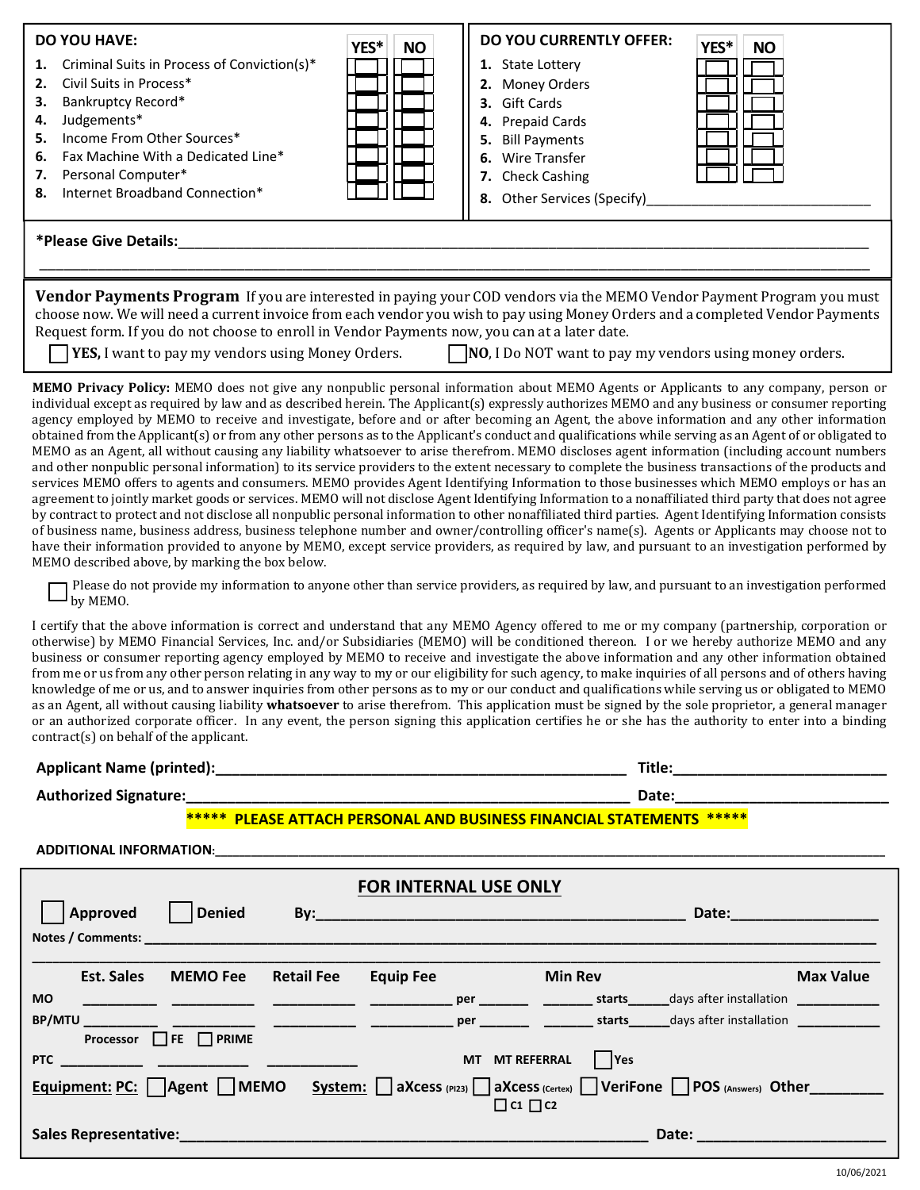| DO YOU HAVE: | YES* | NO |
| --- | --- | --- |
| 1. Criminal Suits in Process of Conviction(s)* | ☐ | ☐ |
| 2. Civil Suits in Process* | ☐ | ☐ |
| 3. Bankruptcy Record* | ☐ | ☐ |
| 4. Judgements* | ☐ | ☐ |
| 5. Income From Other Sources* | ☐ | ☐ |
| 6. Fax Machine With a Dedicated Line* | ☐ | ☐ |
| 7. Personal Computer* | ☐ | ☐ |
| 8. Internet Broadband Connection* | ☐ | ☐ |

| DO YOU CURRENTLY OFFER: | YES* | NO |
| --- | --- | --- |
| 1. State Lottery | ☐ | ☐ |
| 2. Money Orders | ☐ | ☐ |
| 3. Gift Cards | ☐ | ☐ |
| 4. Prepaid Cards | ☐ | ☐ |
| 5. Bill Payments | ☐ | ☐ |
| 6. Wire Transfer | ☐ | ☐ |
| 7. Check Cashing | ☐ | ☐ |
| 8. Other Services (Specify)______________________________ | | |

**\*Please Give Details:**________________________________________________________________________________

________________________________________________________________________________

**Vendor Payments Program** If you are interested in paying your COD vendors via the MEMO Vendor Payment Program you must choose now. We will need a current invoice from each vendor you wish to pay using Money Orders and a completed Vendor Payments Request form. If you do not choose to enroll in Vendor Payments now, you can at a later date.

☐ **YES,** I want to pay my vendors using Money Orders. ☐ **NO**, I Do NOT want to pay my vendors using money orders.

**MEMO Privacy Policy:** MEMO does not give any nonpublic personal information about MEMO Agents or Applicants to any company, person or individual except as required by law and as described herein. The Applicant(s) expressly authorizes MEMO and any business or consumer reporting agency employed by MEMO to receive and investigate, before and or after becoming an Agent, the above information and any other information obtained from the Applicant(s) or from any other persons as to the Applicant's conduct and qualifications while serving as an Agent of or obligated to MEMO as an Agent, all without causing any liability whatsoever to arise therefrom. MEMO discloses agent information (including account numbers and other nonpublic personal information) to its service providers to the extent necessary to complete the business transactions of the products and services MEMO offers to agents and consumers. MEMO provides Agent Identifying Information to those businesses which MEMO employs or has an agreement to jointly market goods or services. MEMO will not disclose Agent Identifying Information to a nonaffiliated third party that does not agree by contract to protect and not disclose all nonpublic personal information to other nonaffiliated third parties. Agent Identifying Information consists of business name, business address, business telephone number and owner/controlling officer's name(s). Agents or Applicants may choose not to have their information provided to anyone by MEMO, except service providers, as required by law, and pursuant to an investigation performed by MEMO described above, by marking the box below.

☐ Please do not provide my information to anyone other than service providers, as required by law, and pursuant to an investigation performed by MEMO.

I certify that the above information is correct and understand that any MEMO Agency offered to me or my company (partnership, corporation or otherwise) by MEMO Financial Services, Inc. and/or Subsidiaries (MEMO) will be conditioned thereon. I or we hereby authorize MEMO and any business or consumer reporting agency employed by MEMO to receive and investigate the above information and any other information obtained from me or us from any other person relating in any way to my or our eligibility for such agency, to make inquiries of all persons and of others having knowledge of me or us, and to answer inquiries from other persons as to my or our conduct and qualifications while serving us or obligated to MEMO as an Agent, all without causing liability **whatsoever** to arise therefrom. This application must be signed by the sole proprietor, a general manager or an authorized corporate officer. In any event, the person signing this application certifies he or she has the authority to enter into a binding contract(s) on behalf of the applicant.

**Applicant Name (printed):**__________________________________________________ **Title:**__________________________

**Authorized Signature:**_______________________________________________________ **Date:**__________________________

**\*\*\*\*\* PLEASE ATTACH PERSONAL AND BUSINESS FINANCIAL STATEMENTS \*\*\*\*\***

**ADDITIONAL INFORMATION:**________________________________________________________________________________

## FOR INTERNAL USE ONLY

☐ **Approved** ☐ **Denied** **By:**______________________________________________ **Date:**__________________

**Notes / Comments:** ________________________________________________________________________________

________________________________________________________________________________

| | Est. Sales | MEMO Fee | Retail Fee | Equip Fee | | Min Rev | | Max Value |
| --- | --- | --- | --- | --- | --- | --- | --- | --- |
| MO | _________ | __________ | __________ | __________ | per ______ | ______ | starts_____days after installation | __________ |
| BP/MTU | _________ | __________ | __________ | __________ | per ______ | ______ | starts_____days after installation | __________ |

Processor ☐ FE ☐ PRIME

**PTC** __________ __________ __________ **MT** **MT REFERRAL** ☐ Yes

**Equipment: PC:** ☐ **Agent** ☐ **MEMO** **System:** ☐ **aXcess** (PI23) ☐ **aXcess** (Certex) ☐ C1 ☐ C2 ☐ **VeriFone** ☐ **POS** (Answers) **Other**________

**Sales Representative:**_______________________________________________________ **Date:** ______________________

10/06/2021